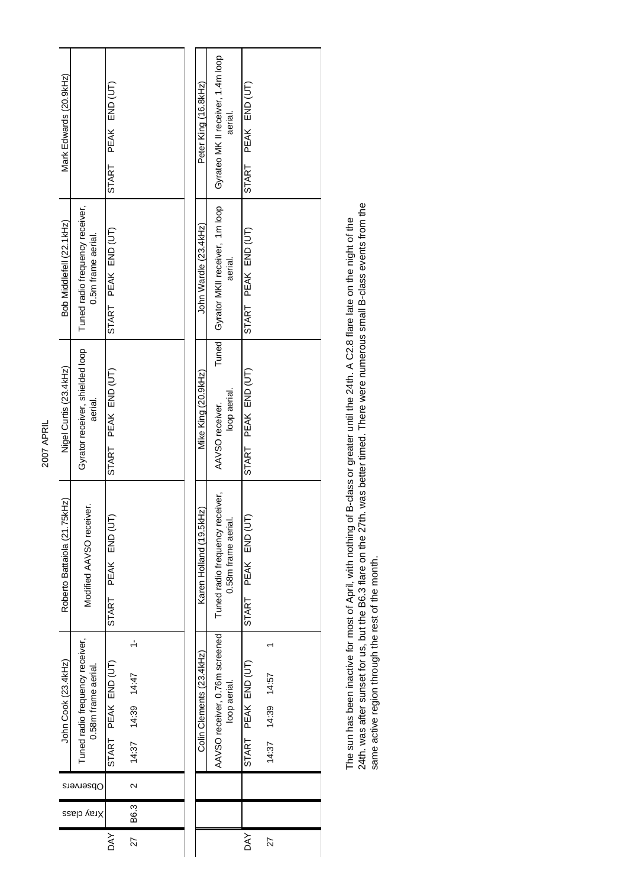# 2007 APRIL

| DAY | Xray class | Observers | John Cook (23.4kHz) | | | Roberto Battaiola (21.75kHz) | | | Nigel Curtis (23.4kHz) | | | Bob Middlefell (22.1kHz) | | | Mark Edwards (20.9kHz) | | |
|---|---|---|---|---|---|---|---|---|---|---|---|---|---|---|---|---|---|
| | | | Tuned radio frequency receiver, 0.58m frame aerial. | | | Modified AAVSO receiver. | | | Gyrator receiver, shielded loop aerial. | | | Tuned radio frequency receiver, 0.5m frame aerial. | | | | | |
| | | | START | PEAK | END (UT) | START | PEAK | END (UT) | START | PEAK | END (UT) | START | PEAK | END (UT) | START | PEAK | END (UT) |
| 27 | B6.3 | 2 | 14:37 | 14:39 | 14:47 1- | | | | | | | | | | | | |

| DAY | Colin Clements (23.4kHz) | | | Karen Holland (19.5kHz) | | | Mike King (20.9kHz) | | | John Wardle (23.4kHz) | | | Peter King (16.8kHz) | | |
|---|---|---|---|---|---|---|---|---|---|---|---|---|---|---|---|
| | AAVSO receiver, 0.76m screened loop aerial. | | | Tuned radio frequency receiver, 0.58m frame aerial. | | | AAVSO receiver. Tuned loop aerial. | | | Gyrator MKII receiver, 1m loop aerial. | | | Gyrateo MK II receiver, 1.4m loop aerial. | | |
| | START | PEAK | END (UT) | START | PEAK | END (UT) | START | PEAK | END (UT) | START | PEAK | END (UT) | START | PEAK | END (UT) |
| 27 | 14:37 | 14:39 | 14:57 1 | | | | | | | | | | | | |

The sun has been inactive for most of April, with nothing of B-class or greater until the 24th. A C2.8 flare late on the night of the 24th. was after sunset for us, but the B6.3 flare on the 27th. was better timed. There were numerous small B-class events from the same active region through the rest of the month.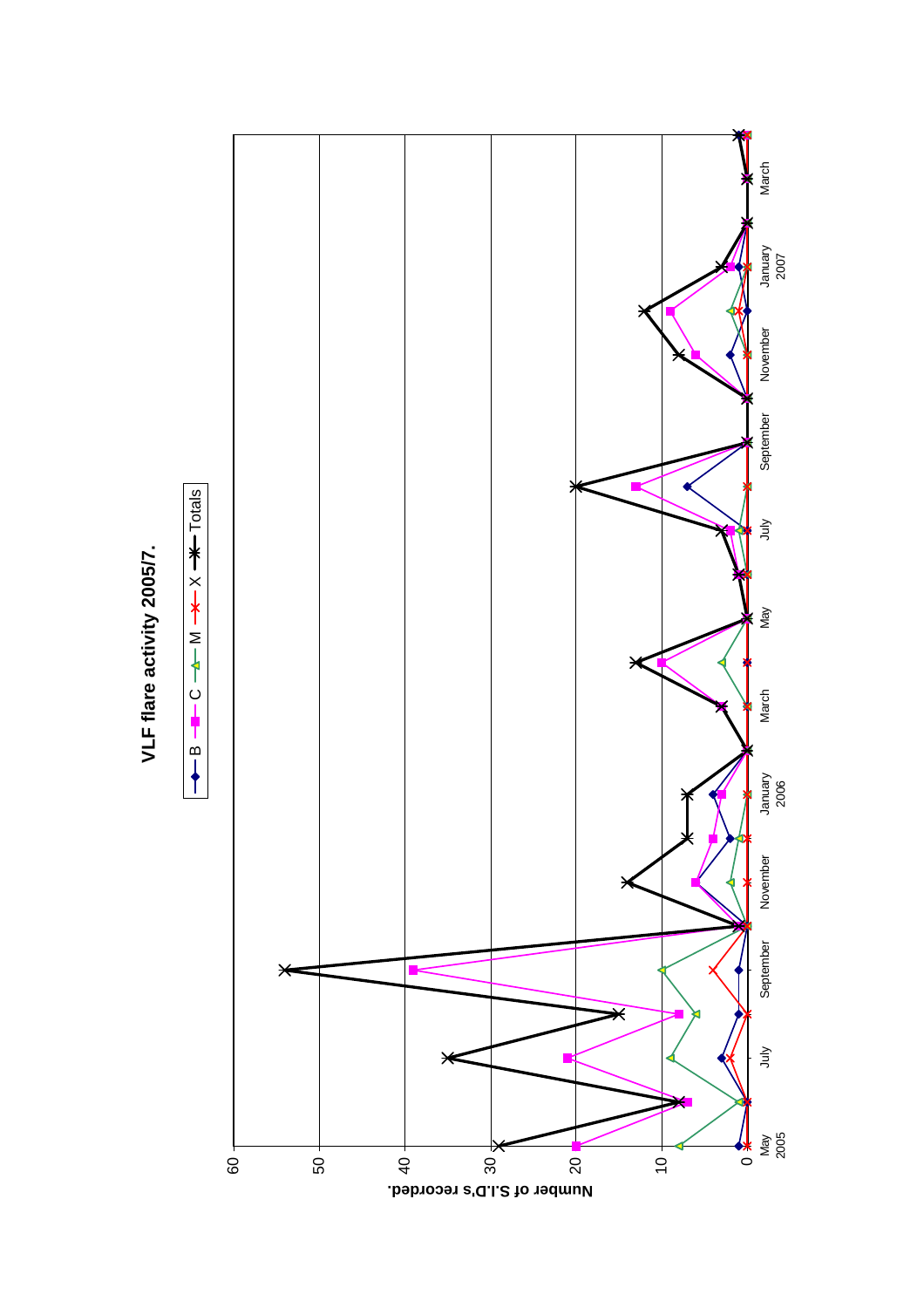**VLF flare activity 2005/7.**

B C M X Totals

Number of S.I.D's recorded.

60
50
40
30
20
10
0

May 2005
July
September
November
January 2006
March
May
July
September
November
January 2007
March